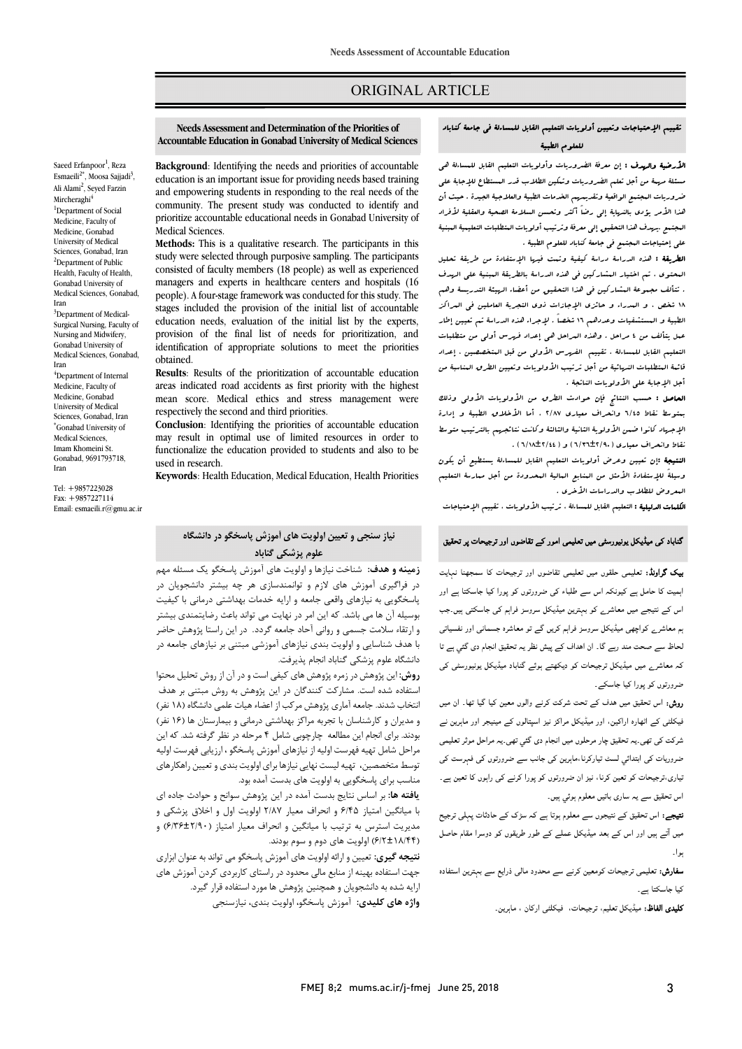# ORIGINAL ARTICLE

## Needs Assessment and Determination of the Priorities of Accountable Education in Gonabad University of Medical Sciences

Saeed Erfanpoor[1], Reza Esmaeili[2*], Moosa Sajjadi[3], Ali Alami[2], Seyed Farzin Mircheraghi[4]

[1]Department of Social Medicine, Faculty of Medicine, Gonabad University of Medical Sciences, Gonabad, Iran
[2]Department of Public Health, Faculty of Health, Gonabad University of Medical Sciences, Gonabad, Iran
[3]Department of Medical-Surgical Nursing, Faculty of Nursing and Midwifery, Gonabad University of Medical Sciences, Gonabad, Iran
[4]Department of Internal Medicine, Faculty of Medicine, Gonabad University of Medical Sciences, Gonabad, Iran
[*]Gonabad University of Medical Sciences, Imam Khomeini St. Gonabad, 9691793718, Iran

Tel: +9857223028
Fax: +9857227114
Email: esmaeili.r@gmu.ac.ir

**Background**: Identifying the needs and priorities of accountable education is an important issue for providing needs based training and empowering students in responding to the real needs of the community. The present study was conducted to identify and prioritize accountable educational needs in Gonabad University of Medical Sciences.

**Methods:** This is a qualitative research. The participants in this study were selected through purposive sampling. The participants consisted of faculty members (18 people) as well as experienced managers and experts in healthcare centers and hospitals (16 people). A four-stage framework was conducted for this study. The stages included the provision of the initial list of accountable education needs, evaluation of the initial list by the experts, provision of the final list of needs for prioritization, and identification of appropriate solutions to meet the priorities obtained.

**Results**: Results of the prioritization of accountable education areas indicated road accidents as first priority with the highest mean score. Medical ethics and stress management were respectively the second and third priorities.

**Conclusion**: Identifying the priorities of accountable education may result in optimal use of limited resources in order to functionalize the education provided to students and also to be used in research.

**Keywords**: Health Education, Medical Education, Health Priorities

## تقييم الإحتياجات وتعيين أولويات التعليم القابل للمسالة في جامعة كناباد للعلوم الطبية

**الأرضية والهدف :** إن معرفة الضروريات وأولويات التعليم القابل للمسالة هي مسئلة مهمة من أجل تعلم الضروريات وتمكين الطلاب قدر المستطاع للإجابة على ضروريات المجتمع الواقعية وتقديمهم الخدمات الطبية والعلاجية الجيدة . حيث أن هذا الأمر يؤدي بالنهاية إلى رضاً أكثر وتحسن السلامة الصحية والعقلية لأفراد المجتمع بهدف هذا التحقيق إلى معرفة وترتيب أولويات المتطلبات التعليمية المبنية على إحتياجات المجتمع في جامعة كناباد للعلوم الطبية .

**الطريقة :** هذه الدراسة دراسة كيفية وتمت فيها الإستفادة من طريقة تحليل المحتوى ، تم اختيار المشاركين في هذه الدراسة بالطريقة المبنية على الهدف . تتألف مجموعة المشاركين في هذا التحقيق من أعضاء الهيئة التدريسة وهم ١٨ شخص ، و المدراء و حائزي الإجازات ذوي التجربة العاملين في المراكز الطبية و المستشفيات وعددهم ١٦ شخصاً . لإجراء هذه الدراسة تم تعيين إطار عمل يتألف من ٤ مراحل . وهذه المراحل هي إعداد فهرس أولي من متطلبات التعليم القابل للمسالة ، تقييم الفهرس الأولي من قبل المتخصصين ، إعداد قائمة المتطلبات النهائية من أجل ترتيب الأولويات وتعيين الطرق المناسبة من أجل الإجابة على الأولويات الناتجة .

**الحاصل :** حسب النتائج فإن حوادث الطرق من الأولويات الأولى وذلك بمتوسط نقاط ٦/٤٥ وانحراف معياري ٢/٨٧ . أما الأخلاق الطبية و إدارة الإجهاد كانوا ضمن الأولوية الثانية والثالثة وكانت نتائجهم بالترتيب متوسط نقاط وانحراف معياري (٦/٣٦±٢/٩٠) و (٦/١٨±٢/٤٤) .

**النتيجة :** إن تعيين وعرض أولويات التعليم القابل للمسالة يستطيع أن يكون وسيلة للإستفادة الأمثل من المنابع المالية المحدودة من أجل ممارسة التعليم المعروض للطلاب والدراسات الأخرى .

**الكلمات الدليلية :** التعليم القابل للمسالة ، ترتيب الأولويات ، تقييم الإحتياجات

## نیاز سنجی و تعیین اولویت های آموزش پاسخگو در دانشگاه علوم پزشکی گناباد

**زمینه و هدف:** شناخت نیازها و اولویت های آموزش پاسخگو یک مسئله مهم در فراگیری آموزش های لازم و توانمندسازی هر چه بیشتر دانشجویان در پاسخگویی به نیازهای واقعی جامعه و ارایه خدمات بهداشتی درمانی با کیفیت بوسیله آن ها می باشد. که این امر در نهایت می تواند باعث رضایتمندی بیشتر و ارتقاء سلامت جسمی و روانی آحاد جامعه گردد. در این راستا پژوهش حاضر با هدف شناسایی و اولویت بندی نیازهای آموزشی مبتنی بر نیازهای جامعه در دانشگاه علوم پزشکی گناباد انجام پذیرفت.

**روش:** این پژوهش در زمره پژوهش های کیفی است و در آن از روش تحلیل محتوا استفاده شده است. مشارکت کنندگان در این پژوهش به روش مبتنی بر هدف انتخاب شدند. جامعه آماری پژوهش مرکب از اعضاء هیات علمی دانشگاه (۱۸ نفر) و مدیران و کارشناسان با تجربه مراکز بهداشتی درمانی و بیمارستان ها (۱۶ نفر) بودند. برای انجام این مطالعه چارچوبی شامل ۴ مرحله در نظر گرفته شد. که این مراحل شامل تهیه فهرست اولیه از نیازهای آموزش پاسخگو، ارزیابی فهرست اولیه توسط متخصصین، تهیه لیست نهایی نیازها برای اولویت بندی و تعیین راهکارهای مناسب برای پاسخگویی به اولویت های بدست آمده بود.

**یافته ها:** بر اساس نتایج بدست آمده در این پژوهش سوانح و حوادث جاده ای با میانگین امتیاز ۶/۴۵ و انحراف معیار ۲/۸۷ اولویت اول و اخلاق پزشکی و مدیریت استرس به ترتیب با میانگین و انحراف معیار امتیاز (۲/۹۰±۶/۳۶) و (۶/۲±۱۸/۴۴) اولویت های دوم و سوم بودند.

**نتیجه گیری:** تعیین و ارائه اولویت های آموزش پاسخگو می تواند به عنوان ابزاری جهت استفاده بهینه از منابع مالی محدود در راستای کاربردی کردن آموزش های ارائه شده به دانشجویان و همچنین پژوهش ها مورد استفاده قرار گیرد.

**واژه های کلیدی:** آموزش پاسخگو، اولویت بندی، نیازسنجی

## گناباد کی میڈیکل یونیورسٹی میں تعلیمی امور کے تقاضوں اور ترجیحات پر تحقیق

**بیک گراونڈ:** تعلیمی حلقوں میں تعلیمی تقاضوں اور ترجیحات کا سمجھنا نہایت اہمیت کا حامل ہے کیونکہ اس سے طلباء کی ضرورتوں کو پورا کیا جاسکتا ہے اور اس کے نتیجے میں معاشرے کو بہترین میڈیکل سروسز فراہم کی جاسکتی ہیں۔جب ہم معاشرے کواچھی میڈیکل سروسز فراہم کریں گے تو معاشرہ جسمانی اور نفسیاتی لحاظ سے صحت مند رہے گا۔ ان اہداف کے پیش نظر یہ تحقیق انجام دی گئی ہے تا کہ معاشرے میں میڈیکل ترجیحات کو دیکھتے ہوئے گناباد میڈیکل یونیورسٹی کی ضرورتوں کو پورا کیا جاسکے۔

**روش:** اس تحقیق میں ہدف کے تحت شرکت کرنے والوں معین کیا گيا تھا۔ ان میں فیکلٹی کے اٹھارہ اراکین، اور میڈیکل مراکز نیز اسپتالوں کے مینیجر اور ماہرین نے شرکت کی تھی۔یہ تحقیق چار مرحلوں میں انجام دی گئي تھی۔یہ مراحل موثر تعلیمی ضروریات کی ابتدائي لسٹ تیارکرنا،ماہرین کی جانب سے ضرورتوں کی فہرست کی تیاری،ترجیحات کو تعین کرنا، نیز ان ضرورتوں کو پورا کرنے کی راہوں کا تعین ہے۔ اس تحقیق سے یہ ساری باتیں معلوم ہوئي ہیں۔

**نتیجے:** اس تحقیق کے نتیجوں سے معلوم ہوتا ہے کہ سڑک کے حادثات پہلی ترجیح میں آتے ہیں اور اس کے بعد میڈیکل عملے کے طور طریقوں کو دوسرا مقام حاصل ہوا۔

**سفارش:** تعلیمی ترجیحات کومعین کرنے سے محدود مالی ذرایع سے بہترین استفادہ کیا جاسکتا ہے۔

**کلیدی الفاظ:** میڈیکل تعلیم، ترجیحات، فیکلٹی ارکان ، ماہرین۔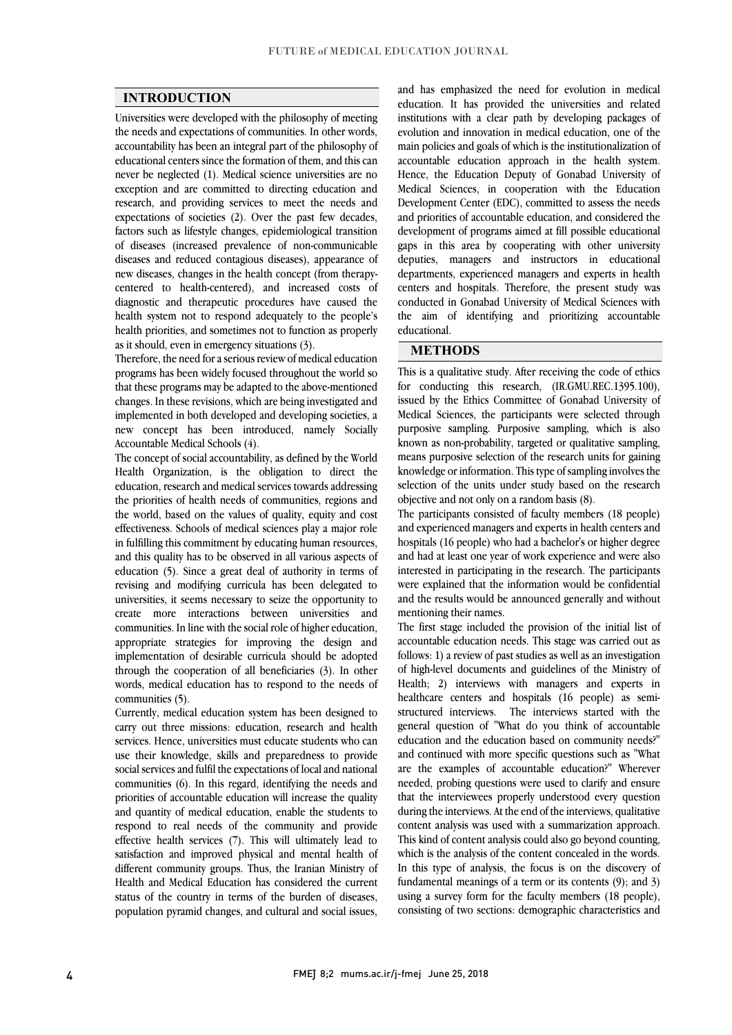## INTRODUCTION

Universities were developed with the philosophy of meeting the needs and expectations of communities. In other words, accountability has been an integral part of the philosophy of educational centers since the formation of them, and this can never be neglected (1). Medical science universities are no exception and are committed to directing education and research, and providing services to meet the needs and expectations of societies (2). Over the past few decades, factors such as lifestyle changes, epidemiological transition of diseases (increased prevalence of non-communicable diseases and reduced contagious diseases), appearance of new diseases, changes in the health concept (from therapy-centered to health-centered), and increased costs of diagnostic and therapeutic procedures have caused the health system not to respond adequately to the people's health priorities, and sometimes not to function as properly as it should, even in emergency situations (3).

Therefore, the need for a serious review of medical education programs has been widely focused throughout the world so that these programs may be adapted to the above-mentioned changes. In these revisions, which are being investigated and implemented in both developed and developing societies, a new concept has been introduced, namely Socially Accountable Medical Schools (4).

The concept of social accountability, as defined by the World Health Organization, is the obligation to direct the education, research and medical services towards addressing the priorities of health needs of communities, regions and the world, based on the values of quality, equity and cost effectiveness. Schools of medical sciences play a major role in fulfilling this commitment by educating human resources, and this quality has to be observed in all various aspects of education (5). Since a great deal of authority in terms of revising and modifying curricula has been delegated to universities, it seems necessary to seize the opportunity to create more interactions between universities and communities. In line with the social role of higher education, appropriate strategies for improving the design and implementation of desirable curricula should be adopted through the cooperation of all beneficiaries (3). In other words, medical education has to respond to the needs of communities (5).

Currently, medical education system has been designed to carry out three missions: education, research and health services. Hence, universities must educate students who can use their knowledge, skills and preparedness to provide social services and fulfil the expectations of local and national communities (6). In this regard, identifying the needs and priorities of accountable education will increase the quality and quantity of medical education, enable the students to respond to real needs of the community and provide effective health services (7). This will ultimately lead to satisfaction and improved physical and mental health of different community groups. Thus, the Iranian Ministry of Health and Medical Education has considered the current status of the country in terms of the burden of diseases, population pyramid changes, and cultural and social issues, and has emphasized the need for evolution in medical education. It has provided the universities and related institutions with a clear path by developing packages of evolution and innovation in medical education, one of the main policies and goals of which is the institutionalization of accountable education approach in the health system. Hence, the Education Deputy of Gonabad University of Medical Sciences, in cooperation with the Education Development Center (EDC), committed to assess the needs and priorities of accountable education, and considered the development of programs aimed at fill possible educational gaps in this area by cooperating with other university deputies, managers and instructors in educational departments, experienced managers and experts in health centers and hospitals. Therefore, the present study was conducted in Gonabad University of Medical Sciences with the aim of identifying and prioritizing accountable educational.

## METHODS

This is a qualitative study. After receiving the code of ethics for conducting this research, (IR.GMU.REC.1395.100), issued by the Ethics Committee of Gonabad University of Medical Sciences, the participants were selected through purposive sampling. Purposive sampling, which is also known as non-probability, targeted or qualitative sampling, means purposive selection of the research units for gaining knowledge or information. This type of sampling involves the selection of the units under study based on the research objective and not only on a random basis (8).

The participants consisted of faculty members (18 people) and experienced managers and experts in health centers and hospitals (16 people) who had a bachelor's or higher degree and had at least one year of work experience and were also interested in participating in the research. The participants were explained that the information would be confidential and the results would be announced generally and without mentioning their names.

The first stage included the provision of the initial list of accountable education needs. This stage was carried out as follows: 1) a review of past studies as well as an investigation of high-level documents and guidelines of the Ministry of Health; 2) interviews with managers and experts in healthcare centers and hospitals (16 people) as semi-structured interviews. The interviews started with the general question of "What do you think of accountable education and the education based on community needs?" and continued with more specific questions such as "What are the examples of accountable education?" Wherever needed, probing questions were used to clarify and ensure that the interviewees properly understood every question during the interviews. At the end of the interviews, qualitative content analysis was used with a summarization approach. This kind of content analysis could also go beyond counting, which is the analysis of the content concealed in the words. In this type of analysis, the focus is on the discovery of fundamental meanings of a term or its contents (9); and 3) using a survey form for the faculty members (18 people), consisting of two sections: demographic characteristics and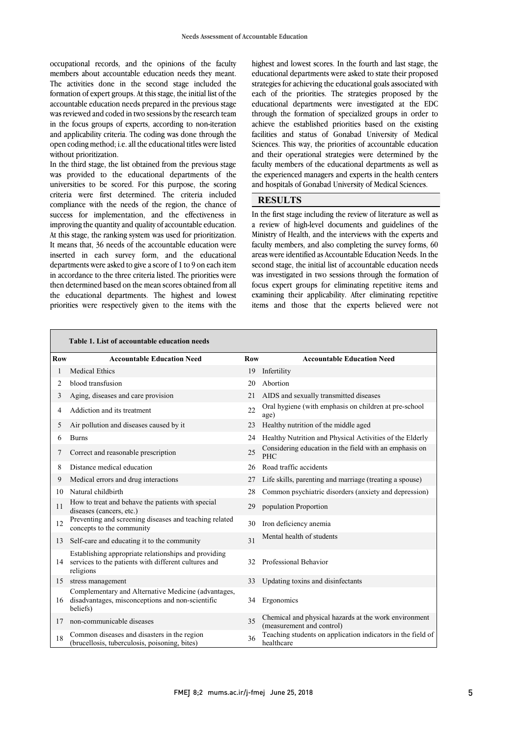occupational records, and the opinions of the faculty members about accountable education needs they meant. The activities done in the second stage included the formation of expert groups. At this stage, the initial list of the accountable education needs prepared in the previous stage was reviewed and coded in two sessions by the research team in the focus groups of experts, according to non-iteration and applicability criteria. The coding was done through the open coding method; i.e. all the educational titles were listed without prioritization.

In the third stage, the list obtained from the previous stage was provided to the educational departments of the universities to be scored. For this purpose, the scoring criteria were first determined. The criteria included compliance with the needs of the region, the chance of success for implementation, and the effectiveness in improving the quantity and quality of accountable education. At this stage, the ranking system was used for prioritization. It means that, 36 needs of the accountable education were inserted in each survey form, and the educational departments were asked to give a score of 1 to 9 on each item in accordance to the three criteria listed. The priorities were then determined based on the mean scores obtained from all the educational departments. The highest and lowest priorities were respectively given to the items with the highest and lowest scores. In the fourth and last stage, the educational departments were asked to state their proposed strategies for achieving the educational goals associated with each of the priorities. The strategies proposed by the educational departments were investigated at the EDC through the formation of specialized groups in order to achieve the established priorities based on the existing facilities and status of Gonabad University of Medical Sciences. This way, the priorities of accountable education and their operational strategies were determined by the faculty members of the educational departments as well as the experienced managers and experts in the health centers and hospitals of Gonabad University of Medical Sciences.

## RESULTS

In the first stage including the review of literature as well as a review of high-level documents and guidelines of the Ministry of Health, and the interviews with the experts and faculty members, and also completing the survey forms, 60 areas were identified as Accountable Education Needs. In the second stage, the initial list of accountable education needs was investigated in two sessions through the formation of focus expert groups for eliminating repetitive items and examining their applicability. After eliminating repetitive items and those that the experts believed were not

**Table 1. List of accountable education needs**

| Row | Accountable Education Need | Row | Accountable Education Need |
|---|---|---|---|
| 1 | Medical Ethics | 19 | Infertility |
| 2 | blood transfusion | 20 | Abortion |
| 3 | Aging, diseases and care provision | 21 | AIDS and sexually transmitted diseases |
| 4 | Addiction and its treatment | 22 | Oral hygiene (with emphasis on children at pre-school age) |
| 5 | Air pollution and diseases caused by it | 23 | Healthy nutrition of the middle aged |
| 6 | Burns | 24 | Healthy Nutrition and Physical Activities of the Elderly |
| 7 | Correct and reasonable prescription | 25 | Considering education in the field with an emphasis on PHC |
| 8 | Distance medical education | 26 | Road traffic accidents |
| 9 | Medical errors and drug interactions | 27 | Life skills, parenting and marriage (treating a spouse) |
| 10 | Natural childbirth | 28 | Common psychiatric disorders (anxiety and depression) |
| 11 | How to treat and behave the patients with special diseases (cancers, etc.) | 29 | population Proportion |
| 12 | Preventing and screening diseases and teaching related concepts to the community | 30 | Iron deficiency anemia |
| 13 | Self-care and educating it to the community | 31 | Mental health of students |
| 14 | Establishing appropriate relationships and providing services to the patients with different cultures and religions | 32 | Professional Behavior |
| 15 | stress management | 33 | Updating toxins and disinfectants |
| 16 | Complementary and Alternative Medicine (advantages, disadvantages, misconceptions and non-scientific beliefs) | 34 | Ergonomics |
| 17 | non-communicable diseases | 35 | Chemical and physical hazards at the work environment (measurement and control) |
| 18 | Common diseases and disasters in the region (brucellosis, tuberculosis, poisoning, bites) | 36 | Teaching students on application indicators in the field of healthcare |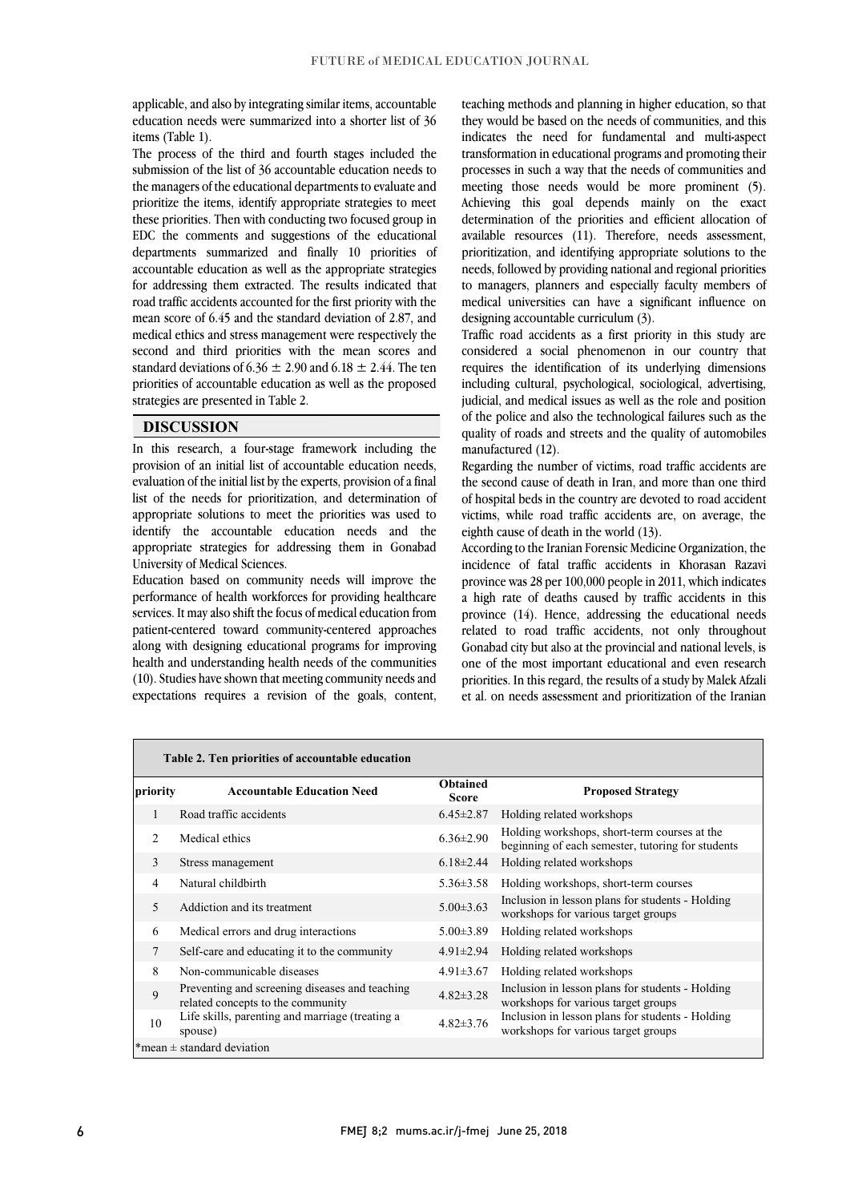applicable, and also by integrating similar items, accountable education needs were summarized into a shorter list of 36 items (Table 1).

The process of the third and fourth stages included the submission of the list of 36 accountable education needs to the managers of the educational departments to evaluate and prioritize the items, identify appropriate strategies to meet these priorities. Then with conducting two focused group in EDC the comments and suggestions of the educational departments summarized and finally 10 priorities of accountable education as well as the appropriate strategies for addressing them extracted. The results indicated that road traffic accidents accounted for the first priority with the mean score of 6.45 and the standard deviation of 2.87, and medical ethics and stress management were respectively the second and third priorities with the mean scores and standard deviations of 6.36 ± 2.90 and 6.18 ± 2.44. The ten priorities of accountable education as well as the proposed strategies are presented in Table 2.

## DISCUSSION

In this research, a four-stage framework including the provision of an initial list of accountable education needs, evaluation of the initial list by the experts, provision of a final list of the needs for prioritization, and determination of appropriate solutions to meet the priorities was used to identify the accountable education needs and the appropriate strategies for addressing them in Gonabad University of Medical Sciences.

Education based on community needs will improve the performance of health workforces for providing healthcare services. It may also shift the focus of medical education from patient-centered toward community-centered approaches along with designing educational programs for improving health and understanding health needs of the communities (10). Studies have shown that meeting community needs and expectations requires a revision of the goals, content, teaching methods and planning in higher education, so that they would be based on the needs of communities, and this indicates the need for fundamental and multi-aspect transformation in educational programs and promoting their processes in such a way that the needs of communities and meeting those needs would be more prominent (5). Achieving this goal depends mainly on the exact determination of the priorities and efficient allocation of available resources (11). Therefore, needs assessment, prioritization, and identifying appropriate solutions to the needs, followed by providing national and regional priorities to managers, planners and especially faculty members of medical universities can have a significant influence on designing accountable curriculum (3).

Traffic road accidents as a first priority in this study are considered a social phenomenon in our country that requires the identification of its underlying dimensions including cultural, psychological, sociological, advertising, judicial, and medical issues as well as the role and position of the police and also the technological failures such as the quality of roads and streets and the quality of automobiles manufactured (12).

Regarding the number of victims, road traffic accidents are the second cause of death in Iran, and more than one third of hospital beds in the country are devoted to road accident victims, while road traffic accidents are, on average, the eighth cause of death in the world (13).

According to the Iranian Forensic Medicine Organization, the incidence of fatal traffic accidents in Khorasan Razavi province was 28 per 100,000 people in 2011, which indicates a high rate of deaths caused by traffic accidents in this province (14). Hence, addressing the educational needs related to road traffic accidents, not only throughout Gonabad city but also at the provincial and national levels, is one of the most important educational and even research priorities. In this regard, the results of a study by Malek Afzali et al. on needs assessment and prioritization of the Iranian

**Table 2. Ten priorities of accountable education**

| priority | Accountable Education Need | Obtained Score | Proposed Strategy |
|---|---|---|---|
| 1 | Road traffic accidents | 6.45±2.87 | Holding related workshops |
| 2 | Medical ethics | 6.36±2.90 | Holding workshops, short-term courses at the beginning of each semester, tutoring for students |
| 3 | Stress management | 6.18±2.44 | Holding related workshops |
| 4 | Natural childbirth | 5.36±3.58 | Holding workshops, short-term courses |
| 5 | Addiction and its treatment | 5.00±3.63 | Inclusion in lesson plans for students - Holding workshops for various target groups |
| 6 | Medical errors and drug interactions | 5.00±3.89 | Holding related workshops |
| 7 | Self-care and educating it to the community | 4.91±2.94 | Holding related workshops |
| 8 | Non-communicable diseases | 4.91±3.67 | Holding related workshops |
| 9 | Preventing and screening diseases and teaching related concepts to the community | 4.82±3.28 | Inclusion in lesson plans for students - Holding workshops for various target groups |
| 10 | Life skills, parenting and marriage (treating a spouse) | 4.82±3.76 | Inclusion in lesson plans for students - Holding workshops for various target groups |

*mean ± standard deviation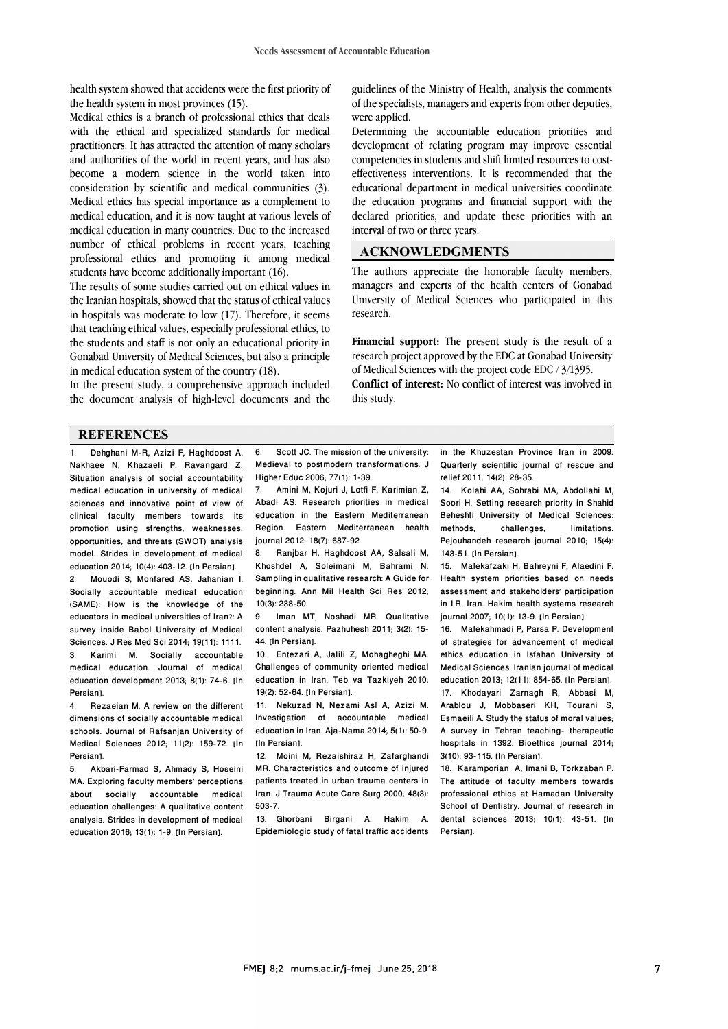health system showed that accidents were the first priority of the health system in most provinces (15).

Medical ethics is a branch of professional ethics that deals with the ethical and specialized standards for medical practitioners. It has attracted the attention of many scholars and authorities of the world in recent years, and has also become a modern science in the world taken into consideration by scientific and medical communities (3). Medical ethics has special importance as a complement to medical education, and it is now taught at various levels of medical education in many countries. Due to the increased number of ethical problems in recent years, teaching professional ethics and promoting it among medical students have become additionally important (16).

The results of some studies carried out on ethical values in the Iranian hospitals, showed that the status of ethical values in hospitals was moderate to low (17). Therefore, it seems that teaching ethical values, especially professional ethics, to the students and staff is not only an educational priority in Gonabad University of Medical Sciences, but also a principle in medical education system of the country (18).

In the present study, a comprehensive approach included the document analysis of high-level documents and the guidelines of the Ministry of Health, analysis the comments of the specialists, managers and experts from other deputies, were applied.

Determining the accountable education priorities and development of relating program may improve essential competencies in students and shift limited resources to cost-effectiveness interventions. It is recommended that the educational department in medical universities coordinate the education programs and financial support with the declared priorities, and update these priorities with an interval of two or three years.

## ACKNOWLEDGMENTS

The authors appreciate the honorable faculty members, managers and experts of the health centers of Gonabad University of Medical Sciences who participated in this research.

**Financial support:** The present study is the result of a research project approved by the EDC at Gonabad University of Medical Sciences with the project code EDC / 3/1395.

**Conflict of interest:** No conflict of interest was involved in this study.

## REFERENCES

1. Dehghani M-R, Azizi F, Haghdoost A, Nakhaee N, Khazaeli P, Ravangard Z. Situation analysis of social accountability medical education in university of medical sciences and innovative point of view of clinical faculty members towards its promotion using strengths, weaknesses, opportunities, and threats (SWOT) analysis model. Strides in development of medical education 2014; 10(4): 403-12. [In Persian].
2. Mouodi S, Monfared AS, Jahanian I. Socially accountable medical education (SAME): How is the knowledge of the educators in medical universities of Iran?: A survey inside Babol University of Medical Sciences. J Res Med Sci 2014; 19(11): 1111.
3. Karimi M. Socially accountable medical education. Journal of medical education development 2013; 8(1): 74-6. [In Persian].
4. Rezaeian M. A review on the different dimensions of socially accountable medical schools. Journal of Rafsanjan University of Medical Sciences 2012; 11(2): 159-72. [In Persian].
5. Akbari-Farmad S, Ahmady S, Hoseini MA. Exploring faculty members' perceptions about socially accountable medical education challenges: A qualitative content analysis. Strides in development of medical education 2016; 13(1): 1-9. [In Persian].
6. Scott JC. The mission of the university: Medieval to postmodern transformations. J Higher Educ 2006; 77(1): 1-39.
7. Amini M, Kojuri J, Lotfi F, Karimian Z, Abadi AS. Research priorities in medical education in the Eastern Mediterranean Region. Eastern Mediterranean health journal 2012; 18(7): 687-92.
8. Ranjbar H, Haghdoost AA, Salsali M, Khoshdel A, Soleimani M, Bahrami N. Sampling in qualitative research: A Guide for beginning. Ann Mil Health Sci Res 2012; 10(3): 238-50.
9. Iman MT, Noshadi MR. Qualitative content analysis. Pazhuhesh 2011; 3(2): 15-44. [In Persian].
10. Entezari A, Jalili Z, Mohagheghi MA. Challenges of community oriented medical education in Iran. Teb va Tazkiyeh 2010; 19(2): 52-64. [In Persian].
11. Nekuzad N, Nezami Asl A, Azizi M. Investigation of accountable medical education in Iran. Aja-Nama 2014; 5(1): 50-9. [In Persian].
12. Moini M, Rezaishiraz H, Zafarghandi MR. Characteristics and outcome of injured patients treated in urban trauma centers in Iran. J Trauma Acute Care Surg 2000; 48(3): 503-7.
13. Ghorbani Birgani A, Hakim A. Epidemiologic study of fatal traffic accidents in the Khuzestan Province Iran in 2009. Quarterly scientific journal of rescue and relief 2011; 14(2): 28-35.
14. Kolahi AA, Sohrabi MA, Abdollahi M, Soori H. Setting research priority in Shahid Beheshti University of Medical Sciences: methods, challenges, limitations. Pejouhandeh research journal 2010; 15(4): 143-51. [In Persian].
15. Malekafzaki H, Bahreyni F, Alaedini F. Health system priorities based on needs assessment and stakeholders' participation in I.R. Iran. Hakim health systems research journal 2007; 10(1): 13-9. [In Persian].
16. Malekahmadi P, Parsa P. Development of strategies for advancement of medical ethics education in Isfahan University of Medical Sciences. Iranian journal of medical education 2013; 12(11): 854-65. [In Persian].
17. Khodayari Zarnagh R, Abbasi M, Arablou J, Mobbaseri KH, Tourani S, Esmaeili A. Study the status of moral values; A survey in Tehran teaching- therapeutic hospitals in 1392. Bioethics journal 2014; 3(10): 93-115. [In Persian].
18. Karamporian A, Imani B, Torkzaban P. The attitude of faculty members towards professional ethics at Hamadan University School of Dentistry. Journal of research in dental sciences 2013; 10(1): 43-51. [In Persian].